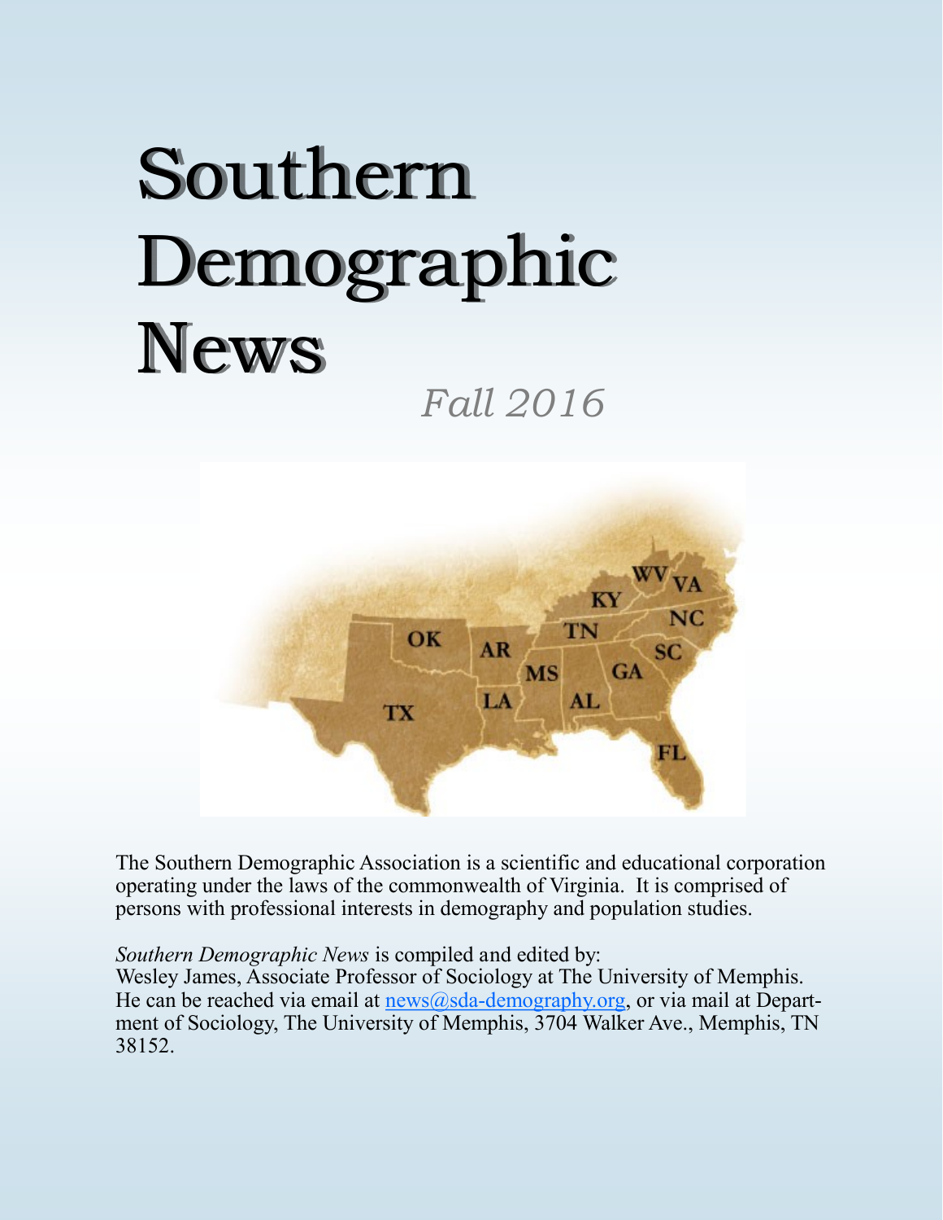# Southern Demographic News

*Fall 2016*

The Southern Demographic Association is a scientific and educational corporation operating under the laws of the commonwealth of Virginia. It is comprised of persons with professional interests in demography and population studies.

*Southern Demographic News* is compiled and edited by:
Wesley James, Associate Professor of Sociology at The University of Memphis. He can be reached via email at news@sda-demography.org, or via mail at Department of Sociology, The University of Memphis, 3704 Walker Ave., Memphis, TN 38152.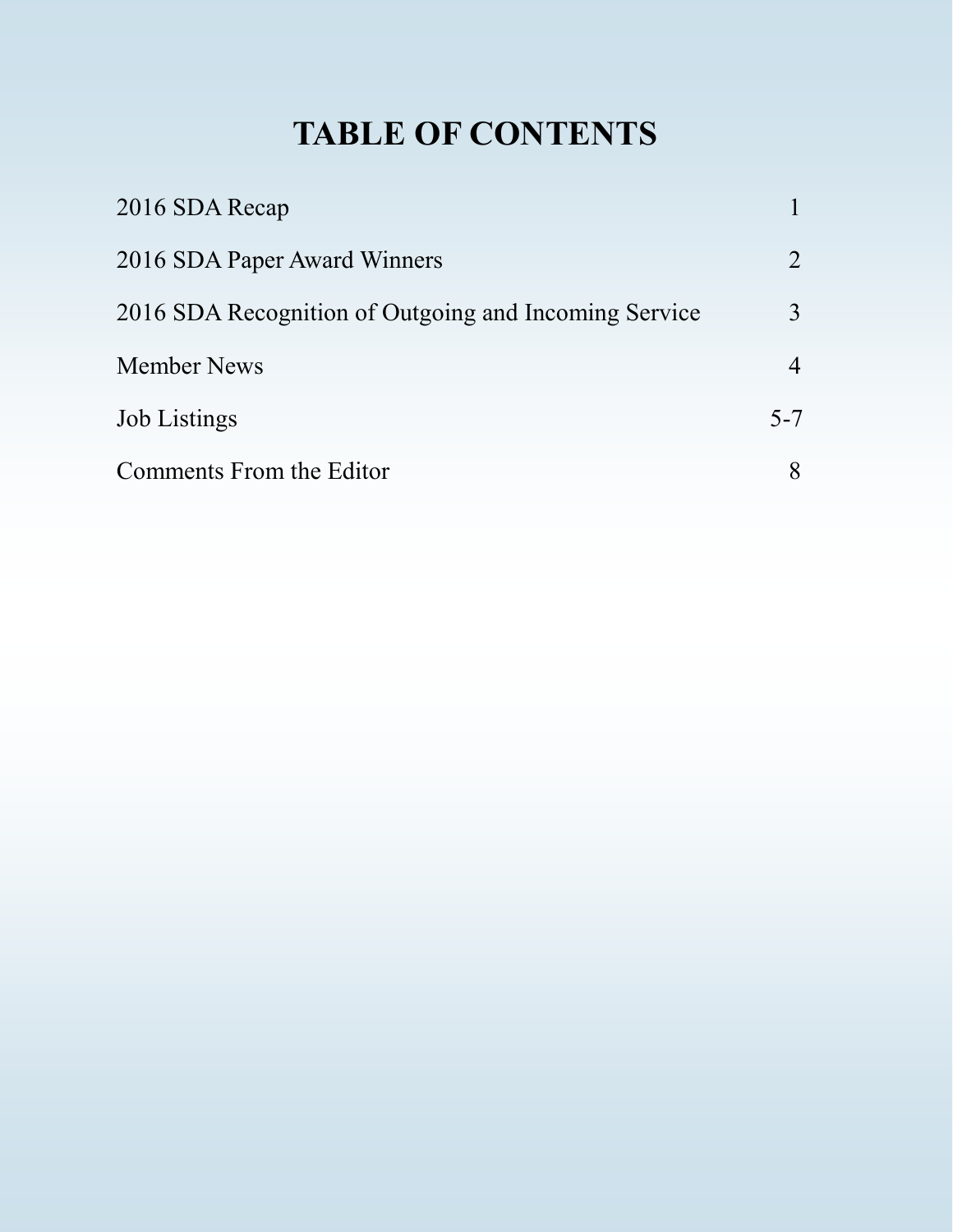# TABLE OF CONTENTS

| | |
|---|---|
| 2016 SDA Recap | 1 |
| 2016 SDA Paper Award Winners | 2 |
| 2016 SDA Recognition of Outgoing and Incoming Service | 3 |
| Member News | 4 |
| Job Listings | 5-7 |
| Comments From the Editor | 8 |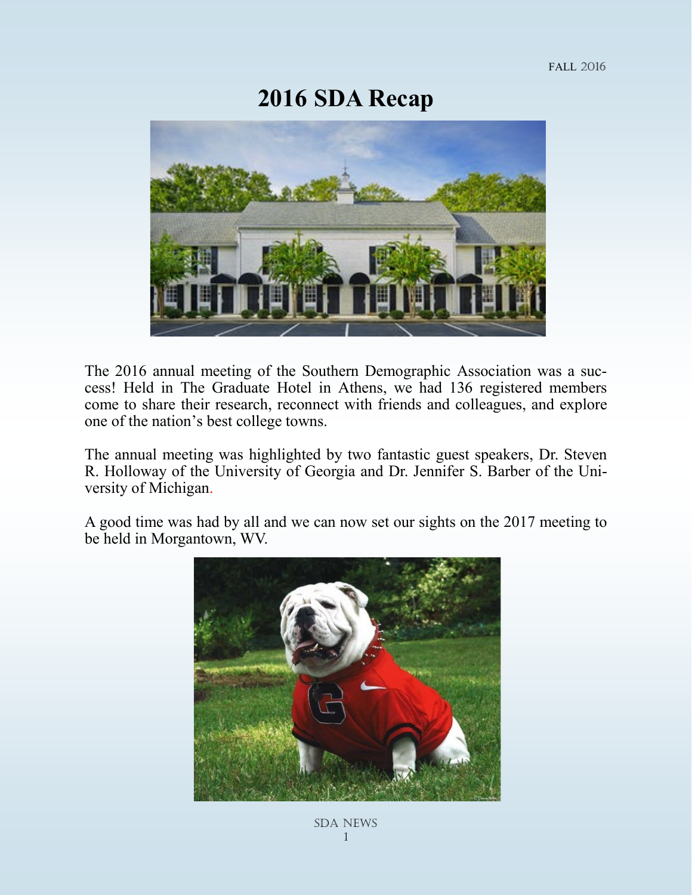# 2016 SDA Recap

The 2016 annual meeting of the Southern Demographic Association was a success! Held in The Graduate Hotel in Athens, we had 136 registered members come to share their research, reconnect with friends and colleagues, and explore one of the nation's best college towns.

The annual meeting was highlighted by two fantastic guest speakers, Dr. Steven R. Holloway of the University of Georgia and Dr. Jennifer S. Barber of the University of Michigan.

A good time was had by all and we can now set our sights on the 2017 meeting to be held in Morgantown, WV.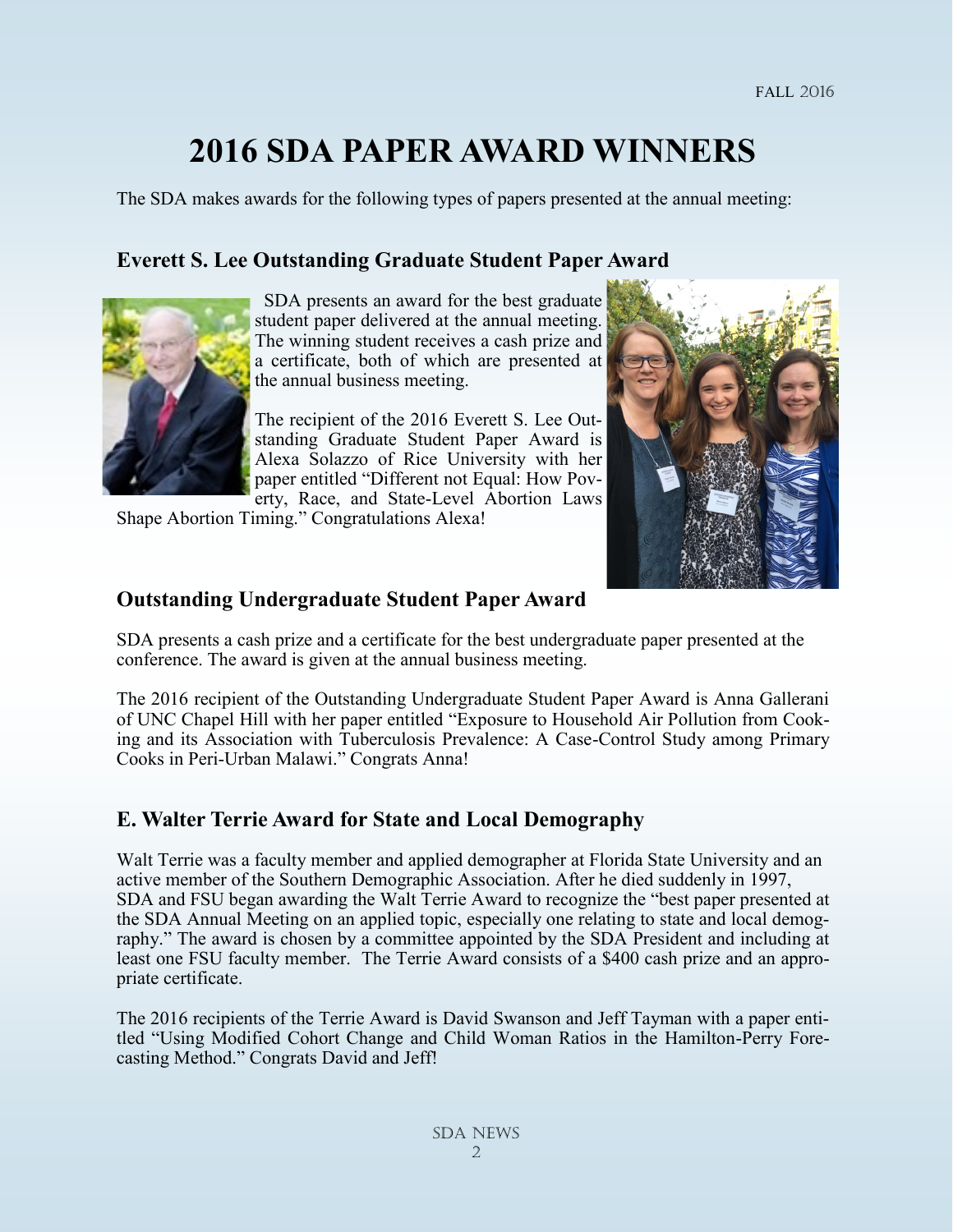# 2016 SDA PAPER AWARD WINNERS

The SDA makes awards for the following types of papers presented at the annual meeting:

## Everett S. Lee Outstanding Graduate Student Paper Award

SDA presents an award for the best graduate student paper delivered at the annual meeting. The winning student receives a cash prize and a certificate, both of which are presented at the annual business meeting.

The recipient of the 2016 Everett S. Lee Outstanding Graduate Student Paper Award is Alexa Solazzo of Rice University with her paper entitled "Different not Equal: How Poverty, Race, and State-Level Abortion Laws Shape Abortion Timing." Congratulations Alexa!

## Outstanding Undergraduate Student Paper Award

SDA presents a cash prize and a certificate for the best undergraduate paper presented at the conference. The award is given at the annual business meeting.

The 2016 recipient of the Outstanding Undergraduate Student Paper Award is Anna Gallerani of UNC Chapel Hill with her paper entitled "Exposure to Household Air Pollution from Cooking and its Association with Tuberculosis Prevalence: A Case-Control Study among Primary Cooks in Peri-Urban Malawi." Congrats Anna!

## E. Walter Terrie Award for State and Local Demography

Walt Terrie was a faculty member and applied demographer at Florida State University and an active member of the Southern Demographic Association. After he died suddenly in 1997, SDA and FSU began awarding the Walt Terrie Award to recognize the "best paper presented at the SDA Annual Meeting on an applied topic, especially one relating to state and local demography." The award is chosen by a committee appointed by the SDA President and including at least one FSU faculty member. The Terrie Award consists of a $400 cash prize and an appropriate certificate.

The 2016 recipients of the Terrie Award is David Swanson and Jeff Tayman with a paper entitled "Using Modified Cohort Change and Child Woman Ratios in the Hamilton-Perry Forecasting Method." Congrats David and Jeff!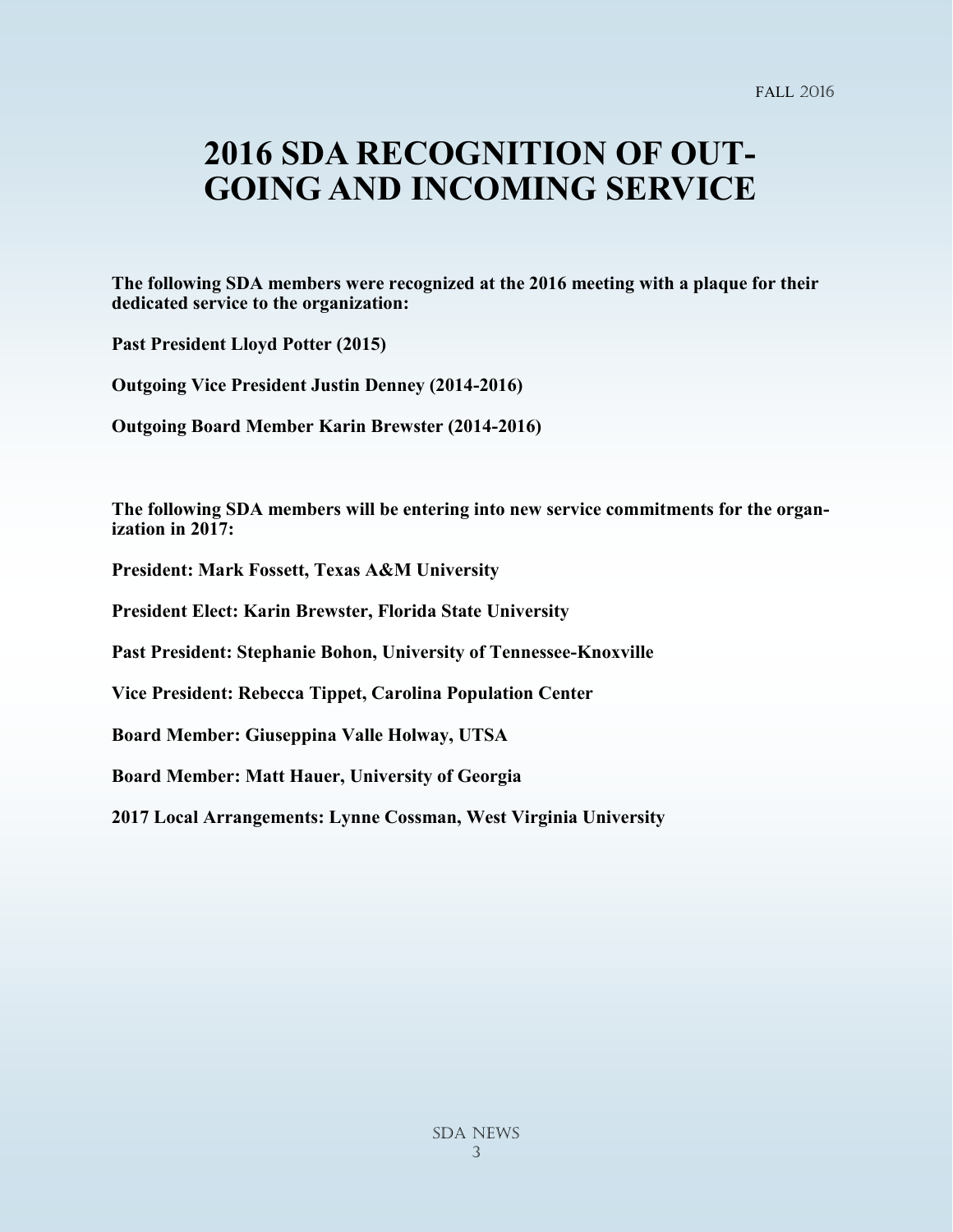# 2016 SDA RECOGNITION OF OUT-GOING AND INCOMING SERVICE

**The following SDA members were recognized at the 2016 meeting with a plaque for their dedicated service to the organization:**

**Past President Lloyd Potter (2015)**

**Outgoing Vice President Justin Denney (2014-2016)**

**Outgoing Board Member Karin Brewster (2014-2016)**

**The following SDA members will be entering into new service commitments for the organization in 2017:**

**President: Mark Fossett, Texas A&M University**

**President Elect: Karin Brewster, Florida State University**

**Past President: Stephanie Bohon, University of Tennessee-Knoxville**

**Vice President: Rebecca Tippet, Carolina Population Center**

**Board Member: Giuseppina Valle Holway, UTSA**

**Board Member: Matt Hauer, University of Georgia**

**2017 Local Arrangements: Lynne Cossman, West Virginia University**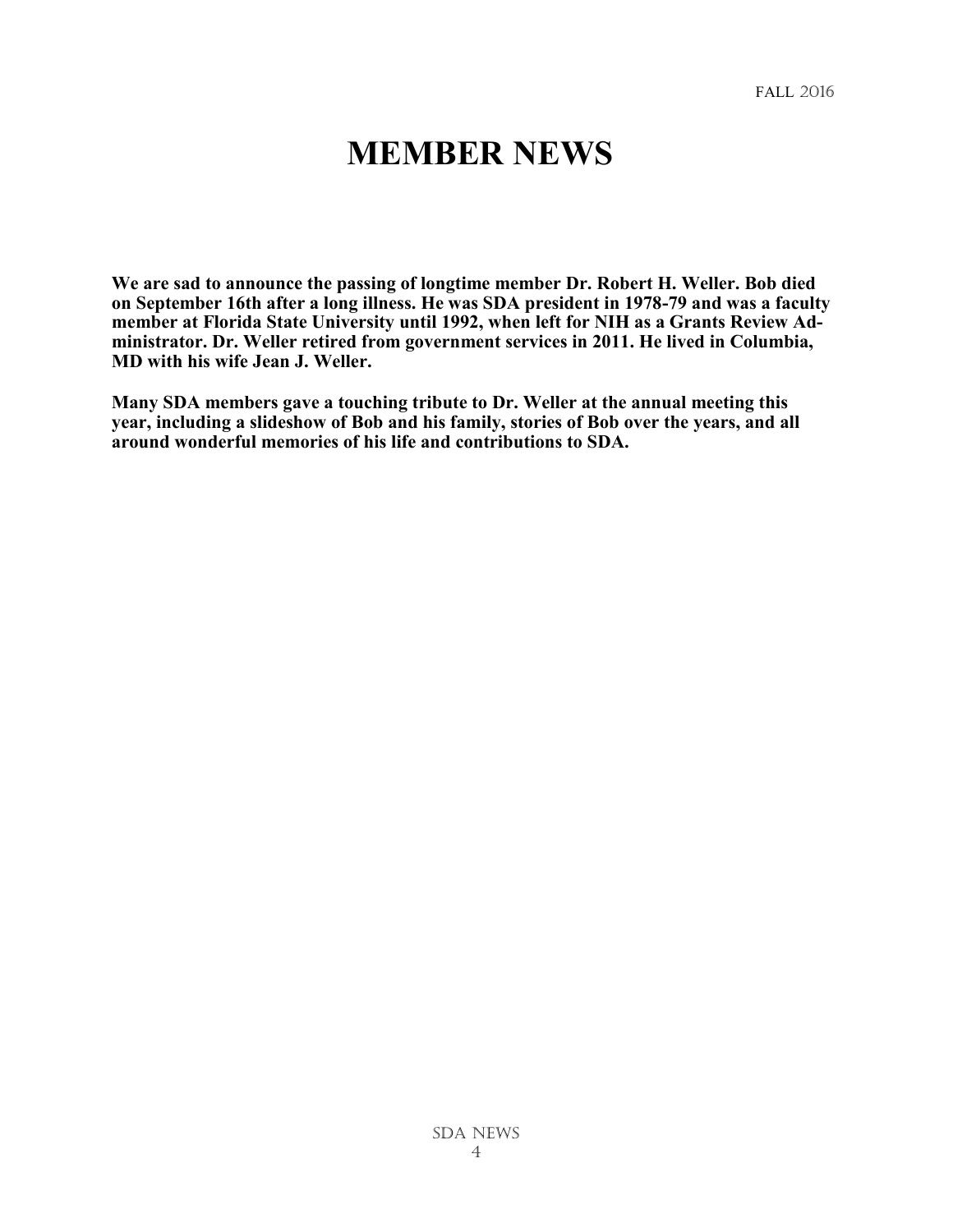# MEMBER NEWS

**We are sad to announce the passing of longtime member Dr. Robert H. Weller. Bob died on September 16th after a long illness. He was SDA president in 1978-79 and was a faculty member at Florida State University until 1992, when left for NIH as a Grants Review Administrator. Dr. Weller retired from government services in 2011. He lived in Columbia, MD with his wife Jean J. Weller.**

**Many SDA members gave a touching tribute to Dr. Weller at the annual meeting this year, including a slideshow of Bob and his family, stories of Bob over the years, and all around wonderful memories of his life and contributions to SDA.**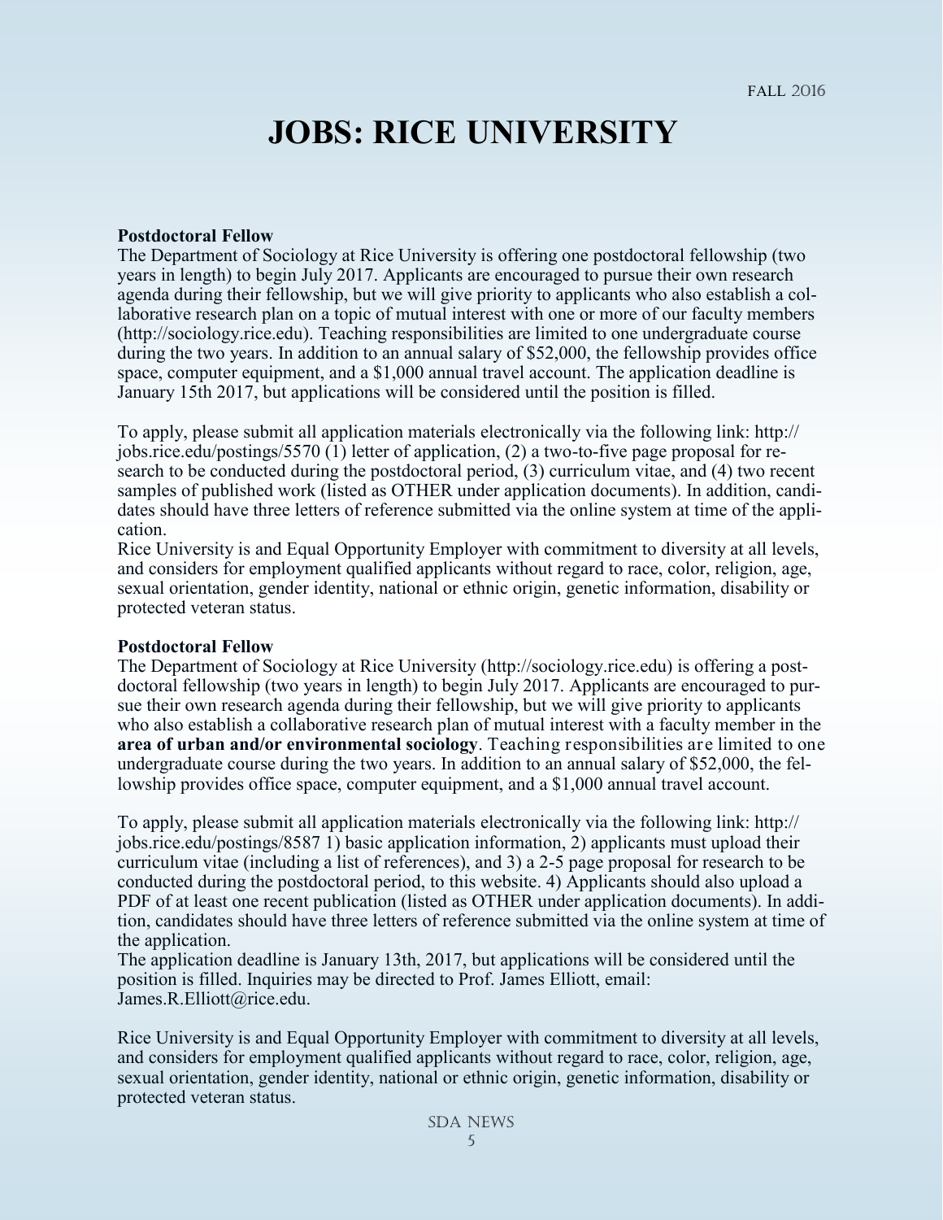# JOBS: RICE UNIVERSITY

**Postdoctoral Fellow**

The Department of Sociology at Rice University is offering one postdoctoral fellowship (two years in length) to begin July 2017. Applicants are encouraged to pursue their own research agenda during their fellowship, but we will give priority to applicants who also establish a collaborative research plan on a topic of mutual interest with one or more of our faculty members (http://sociology.rice.edu). Teaching responsibilities are limited to one undergraduate course during the two years. In addition to an annual salary of $52,000, the fellowship provides office space, computer equipment, and a $1,000 annual travel account. The application deadline is January 15th 2017, but applications will be considered until the position is filled.

To apply, please submit all application materials electronically via the following link: http://jobs.rice.edu/postings/5570 (1) letter of application, (2) a two-to-five page proposal for research to be conducted during the postdoctoral period, (3) curriculum vitae, and (4) two recent samples of published work (listed as OTHER under application documents). In addition, candidates should have three letters of reference submitted via the online system at time of the application.

Rice University is and Equal Opportunity Employer with commitment to diversity at all levels, and considers for employment qualified applicants without regard to race, color, religion, age, sexual orientation, gender identity, national or ethnic origin, genetic information, disability or protected veteran status.

**Postdoctoral Fellow**

The Department of Sociology at Rice University (http://sociology.rice.edu) is offering a postdoctoral fellowship (two years in length) to begin July 2017. Applicants are encouraged to pursue their own research agenda during their fellowship, but we will give priority to applicants who also establish a collaborative research plan of mutual interest with a faculty member in the **area of urban and/or environmental sociology**. Teaching responsibilities are limited to one undergraduate course during the two years. In addition to an annual salary of $52,000, the fellowship provides office space, computer equipment, and a $1,000 annual travel account.

To apply, please submit all application materials electronically via the following link: http://jobs.rice.edu/postings/8587 1) basic application information, 2) applicants must upload their curriculum vitae (including a list of references), and 3) a 2-5 page proposal for research to be conducted during the postdoctoral period, to this website. 4) Applicants should also upload a PDF of at least one recent publication (listed as OTHER under application documents). In addition, candidates should have three letters of reference submitted via the online system at time of the application.

The application deadline is January 13th, 2017, but applications will be considered until the position is filled. Inquiries may be directed to Prof. James Elliott, email: James.R.Elliott@rice.edu.

Rice University is and Equal Opportunity Employer with commitment to diversity at all levels, and considers for employment qualified applicants without regard to race, color, religion, age, sexual orientation, gender identity, national or ethnic origin, genetic information, disability or protected veteran status.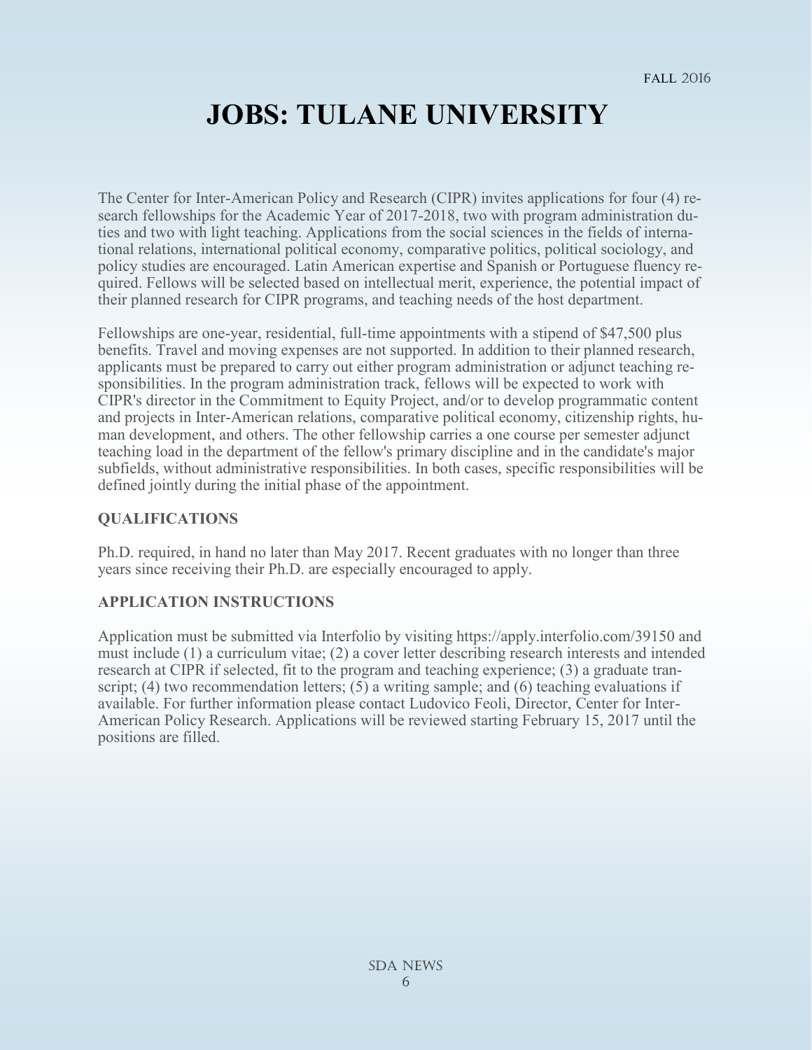# JOBS: TULANE UNIVERSITY

The Center for Inter-American Policy and Research (CIPR) invites applications for four (4) research fellowships for the Academic Year of 2017-2018, two with program administration duties and two with light teaching. Applications from the social sciences in the fields of international relations, international political economy, comparative politics, political sociology, and policy studies are encouraged. Latin American expertise and Spanish or Portuguese fluency required. Fellows will be selected based on intellectual merit, experience, the potential impact of their planned research for CIPR programs, and teaching needs of the host department.

Fellowships are one-year, residential, full-time appointments with a stipend of $47,500 plus benefits. Travel and moving expenses are not supported. In addition to their planned research, applicants must be prepared to carry out either program administration or adjunct teaching responsibilities. In the program administration track, fellows will be expected to work with CIPR's director in the Commitment to Equity Project, and/or to develop programmatic content and projects in Inter-American relations, comparative political economy, citizenship rights, human development, and others. The other fellowship carries a one course per semester adjunct teaching load in the department of the fellow's primary discipline and in the candidate's major subfields, without administrative responsibilities. In both cases, specific responsibilities will be defined jointly during the initial phase of the appointment.

### QUALIFICATIONS

Ph.D. required, in hand no later than May 2017. Recent graduates with no longer than three years since receiving their Ph.D. are especially encouraged to apply.

### APPLICATION INSTRUCTIONS

Application must be submitted via Interfolio by visiting https://apply.interfolio.com/39150 and must include (1) a curriculum vitae; (2) a cover letter describing research interests and intended research at CIPR if selected, fit to the program and teaching experience; (3) a graduate transcript; (4) two recommendation letters; (5) a writing sample; and (6) teaching evaluations if available. For further information please contact Ludovico Feoli, Director, Center for Inter-American Policy Research. Applications will be reviewed starting February 15, 2017 until the positions are filled.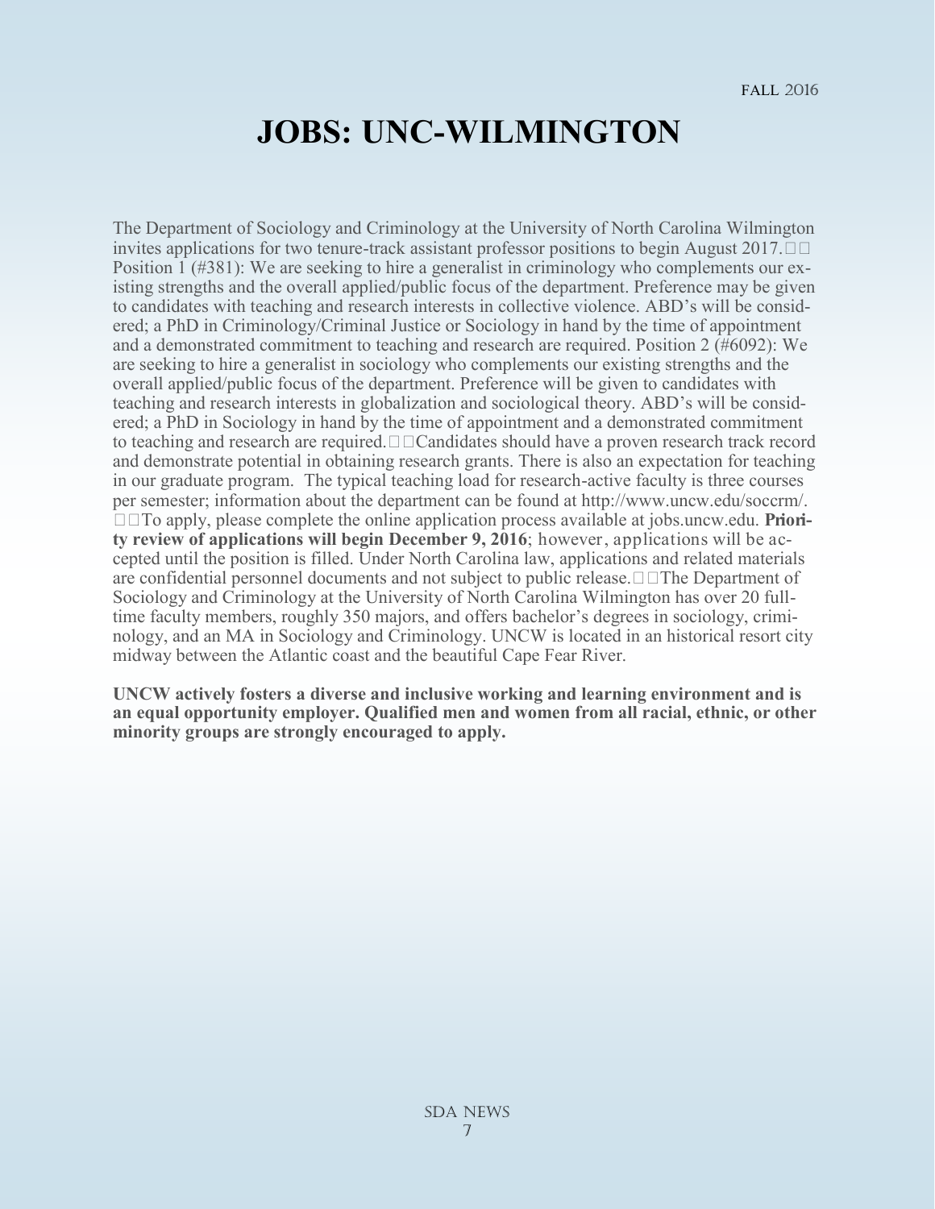# JOBS: UNC-WILMINGTON

The Department of Sociology and Criminology at the University of North Carolina Wilmington invites applications for two tenure-track assistant professor positions to begin August 2017.

Position 1 (#381): We are seeking to hire a generalist in criminology who complements our existing strengths and the overall applied/public focus of the department. Preference may be given to candidates with teaching and research interests in collective violence. ABD's will be considered; a PhD in Criminology/Criminal Justice or Sociology in hand by the time of appointment and a demonstrated commitment to teaching and research are required. Position 2 (#6092): We are seeking to hire a generalist in sociology who complements our existing strengths and the overall applied/public focus of the department. Preference will be given to candidates with teaching and research interests in globalization and sociological theory. ABD's will be considered; a PhD in Sociology in hand by the time of appointment and a demonstrated commitment to teaching and research are required.

Candidates should have a proven research track record and demonstrate potential in obtaining research grants. There is also an expectation for teaching in our graduate program. The typical teaching load for research-active faculty is three courses per semester; information about the department can be found at http://www.uncw.edu/soccrm/.

To apply, please complete the online application process available at jobs.uncw.edu. **Priority review of applications will begin December 9, 2016**; however, applications will be accepted until the position is filled. Under North Carolina law, applications and related materials are confidential personnel documents and not subject to public release.

The Department of Sociology and Criminology at the University of North Carolina Wilmington has over 20 full-time faculty members, roughly 350 majors, and offers bachelor's degrees in sociology, criminology, and an MA in Sociology and Criminology. UNCW is located in an historical resort city midway between the Atlantic coast and the beautiful Cape Fear River.

**UNCW actively fosters a diverse and inclusive working and learning environment and is an equal opportunity employer. Qualified men and women from all racial, ethnic, or other minority groups are strongly encouraged to apply.**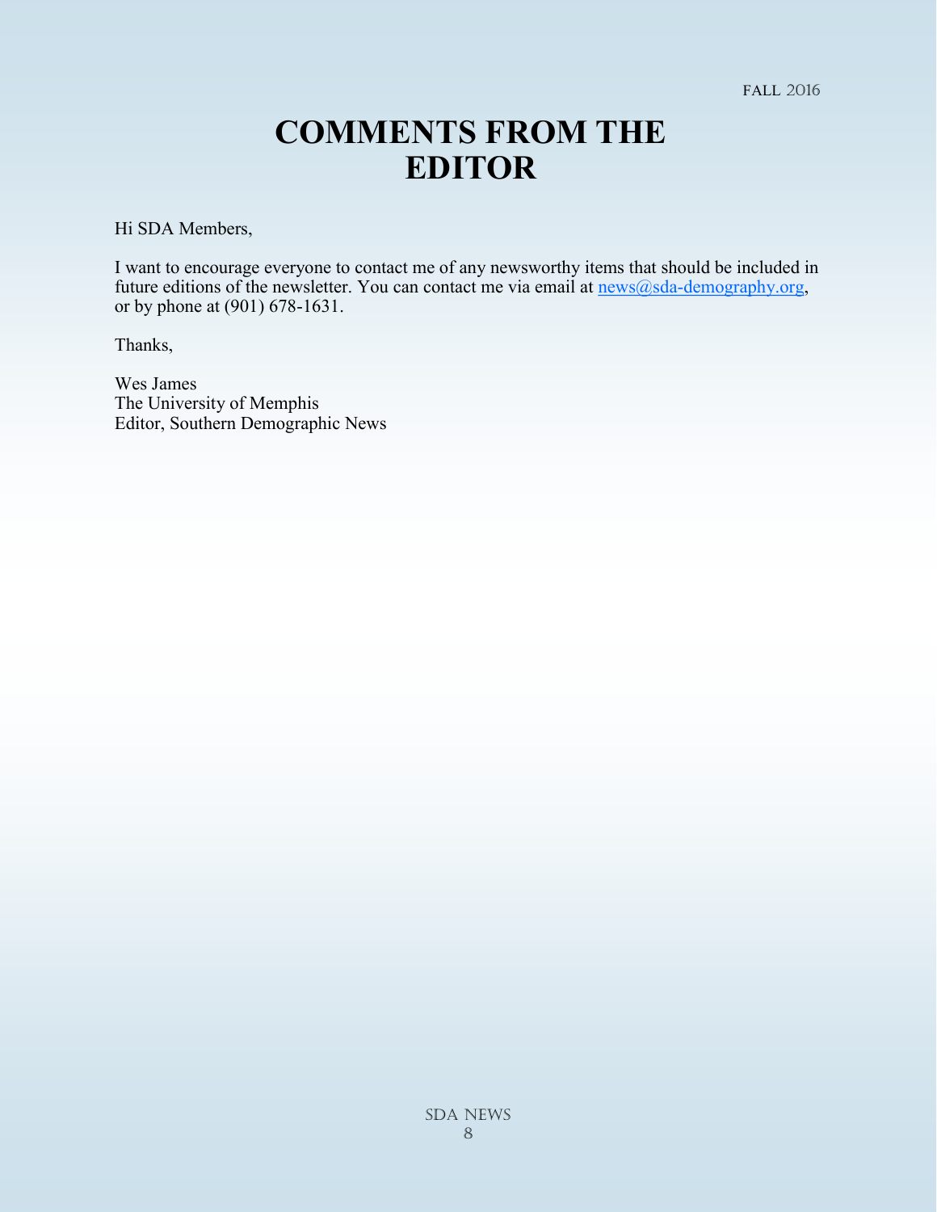# COMMENTS FROM THE EDITOR

Hi SDA Members,

I want to encourage everyone to contact me of any newsworthy items that should be included in future editions of the newsletter. You can contact me via email at news@sda-demography.org, or by phone at (901) 678-1631.

Thanks,

Wes James  
The University of Memphis  
Editor, Southern Demographic News